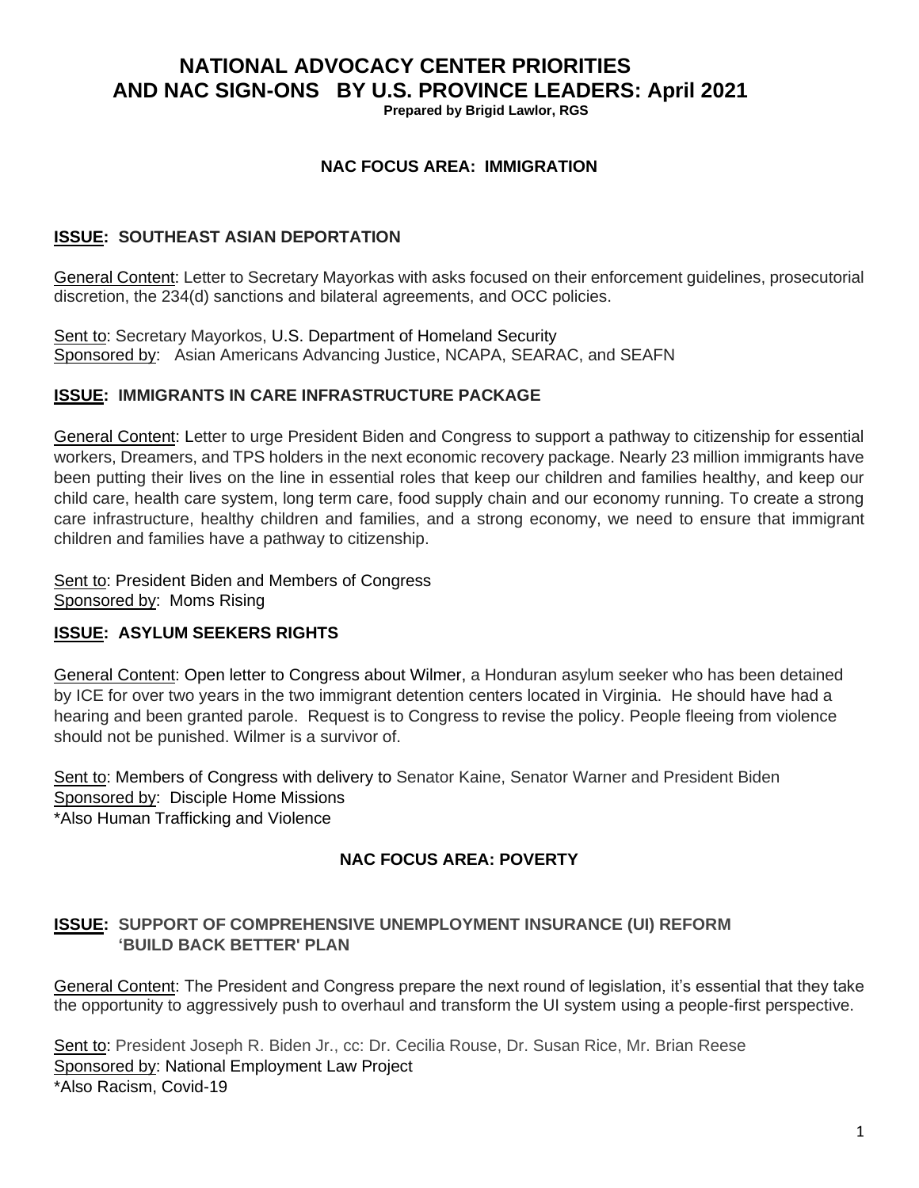# NATIONAL ADVOCACY CENTER PRIORITIES AND NAC SIGN-ONS BY U.S. PROVINCE LEADERS: April 2021

**Prepared by Brigid Lawlor, RGS**

## NAC FOCUS AREA: IMMIGRATION

### ISSUE: SOUTHEAST ASIAN DEPORTATION

General Content: Letter to Secretary Mayorkas with asks focused on their enforcement guidelines, prosecutorial discretion, the 234(d) sanctions and bilateral agreements, and OCC policies.

Sent to: Secretary Mayorkos, U.S. Department of Homeland Security
Sponsored by: Asian Americans Advancing Justice, NCAPA, SEARAC, and SEAFN

### ISSUE: IMMIGRANTS IN CARE INFRASTRUCTURE PACKAGE

General Content: Letter to urge President Biden and Congress to support a pathway to citizenship for essential workers, Dreamers, and TPS holders in the next economic recovery package. Nearly 23 million immigrants have been putting their lives on the line in essential roles that keep our children and families healthy, and keep our child care, health care system, long term care, food supply chain and our economy running. To create a strong care infrastructure, healthy children and families, and a strong economy, we need to ensure that immigrant children and families have a pathway to citizenship.

Sent to: President Biden and Members of Congress
Sponsored by: Moms Rising

### ISSUE: ASYLUM SEEKERS RIGHTS

General Content: Open letter to Congress about Wilmer, a Honduran asylum seeker who has been detained by ICE for over two years in the two immigrant detention centers located in Virginia. He should have had a hearing and been granted parole. Request is to Congress to revise the policy. People fleeing from violence should not be punished. Wilmer is a survivor of.

Sent to: Members of Congress with delivery to Senator Kaine, Senator Warner and President Biden
Sponsored by: Disciple Home Missions
*Also Human Trafficking and Violence

## NAC FOCUS AREA: POVERTY

### ISSUE: SUPPORT OF COMPREHENSIVE UNEMPLOYMENT INSURANCE (UI) REFORM 'BUILD BACK BETTER' PLAN

General Content: The President and Congress prepare the next round of legislation, it's essential that they take the opportunity to aggressively push to overhaul and transform the UI system using a people-first perspective.

Sent to: President Joseph R. Biden Jr., cc: Dr. Cecilia Rouse, Dr. Susan Rice, Mr. Brian Reese
Sponsored by: National Employment Law Project
*Also Racism, Covid-19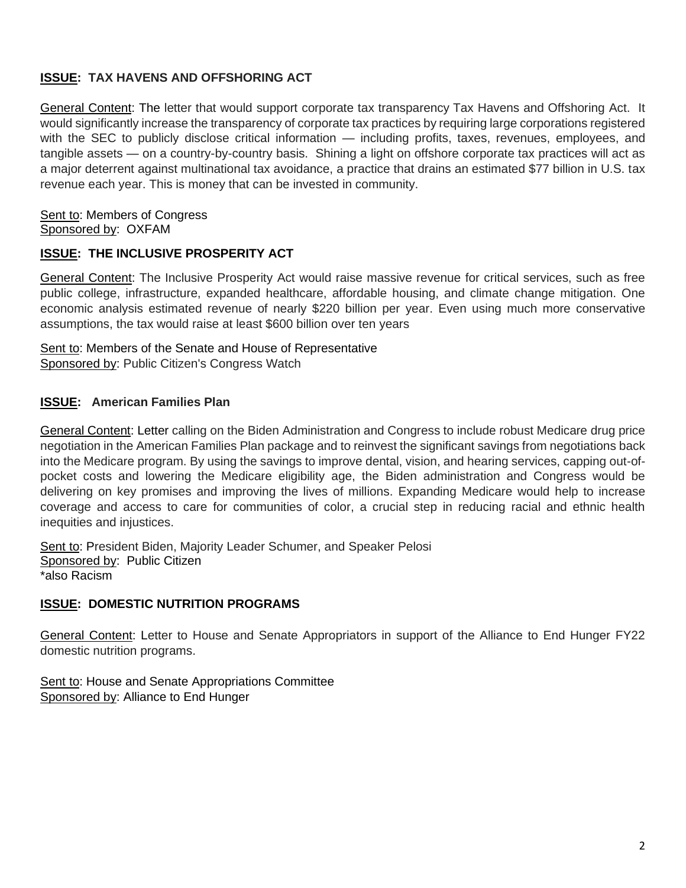**ISSUE: TAX HAVENS AND OFFSHORING ACT**

General Content: The letter that would support corporate tax transparency Tax Havens and Offshoring Act. It would significantly increase the transparency of corporate tax practices by requiring large corporations registered with the SEC to publicly disclose critical information — including profits, taxes, revenues, employees, and tangible assets — on a country-by-country basis. Shining a light on offshore corporate tax practices will act as a major deterrent against multinational tax avoidance, a practice that drains an estimated $77 billion in U.S. tax revenue each year. This is money that can be invested in community.

Sent to: Members of Congress
Sponsored by: OXFAM

**ISSUE: THE INCLUSIVE PROSPERITY ACT**

General Content: The Inclusive Prosperity Act would raise massive revenue for critical services, such as free public college, infrastructure, expanded healthcare, affordable housing, and climate change mitigation. One economic analysis estimated revenue of nearly $220 billion per year. Even using much more conservative assumptions, the tax would raise at least $600 billion over ten years

Sent to: Members of the Senate and House of Representative
Sponsored by: Public Citizen's Congress Watch

**ISSUE: American Families Plan**

General Content: Letter calling on the Biden Administration and Congress to include robust Medicare drug price negotiation in the American Families Plan package and to reinvest the significant savings from negotiations back into the Medicare program. By using the savings to improve dental, vision, and hearing services, capping out-of-pocket costs and lowering the Medicare eligibility age, the Biden administration and Congress would be delivering on key promises and improving the lives of millions. Expanding Medicare would help to increase coverage and access to care for communities of color, a crucial step in reducing racial and ethnic health inequities and injustices.

Sent to: President Biden, Majority Leader Schumer, and Speaker Pelosi
Sponsored by: Public Citizen
*also Racism

**ISSUE: DOMESTIC NUTRITION PROGRAMS**

General Content: Letter to House and Senate Appropriators in support of the Alliance to End Hunger FY22 domestic nutrition programs.

Sent to: House and Senate Appropriations Committee
Sponsored by: Alliance to End Hunger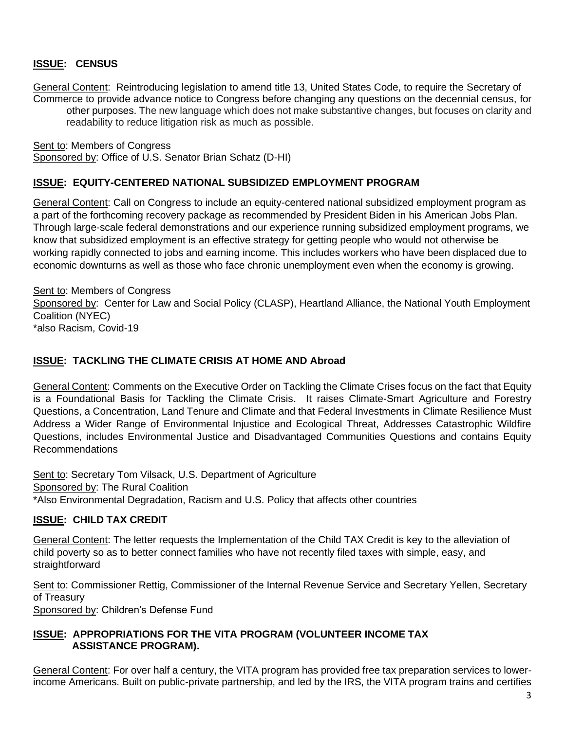**<u>ISSUE</u>: CENSUS**

<u>General Content</u>: Reintroducing legislation to amend title 13, United States Code, to require the Secretary of Commerce to provide advance notice to Congress before changing any questions on the decennial census, for other purposes. The new language which does not make substantive changes, but focuses on clarity and readability to reduce litigation risk as much as possible.

<u>Sent to</u>: Members of Congress
<u>Sponsored by</u>: Office of U.S. Senator Brian Schatz (D-HI)

**<u>ISSUE</u>: EQUITY-CENTERED NATIONAL SUBSIDIZED EMPLOYMENT PROGRAM**

<u>General Content</u>: Call on Congress to include an equity-centered national subsidized employment program as a part of the forthcoming recovery package as recommended by President Biden in his American Jobs Plan. Through large-scale federal demonstrations and our experience running subsidized employment programs, we know that subsidized employment is an effective strategy for getting people who would not otherwise be working rapidly connected to jobs and earning income. This includes workers who have been displaced due to economic downturns as well as those who face chronic unemployment even when the economy is growing.

<u>Sent to</u>: Members of Congress
<u>Sponsored by</u>: Center for Law and Social Policy (CLASP), Heartland Alliance, the National Youth Employment Coalition (NYEC)
*also Racism, Covid-19

**<u>ISSUE</u>: TACKLING THE CLIMATE CRISIS AT HOME AND Abroad**

<u>General Content</u>: Comments on the Executive Order on Tackling the Climate Crises focus on the fact that Equity is a Foundational Basis for Tackling the Climate Crisis. It raises Climate-Smart Agriculture and Forestry Questions, a Concentration, Land Tenure and Climate and that Federal Investments in Climate Resilience Must Address a Wider Range of Environmental Injustice and Ecological Threat, Addresses Catastrophic Wildfire Questions, includes Environmental Justice and Disadvantaged Communities Questions and contains Equity Recommendations

<u>Sent to</u>: Secretary Tom Vilsack, U.S. Department of Agriculture
<u>Sponsored by</u>: The Rural Coalition
*Also Environmental Degradation, Racism and U.S. Policy that affects other countries

**<u>ISSUE</u>: CHILD TAX CREDIT**

<u>General Content</u>: The letter requests the Implementation of the Child TAX Credit is key to the alleviation of child poverty so as to better connect families who have not recently filed taxes with simple, easy, and straightforward

<u>Sent to</u>: Commissioner Rettig, Commissioner of the Internal Revenue Service and Secretary Yellen, Secretary of Treasury
<u>Sponsored by</u>: Children's Defense Fund

**<u>ISSUE</u>: APPROPRIATIONS FOR THE VITA PROGRAM (VOLUNTEER INCOME TAX ASSISTANCE PROGRAM).**

<u>General Content</u>: For over half a century, the VITA program has provided free tax preparation services to lower-income Americans. Built on public-private partnership, and led by the IRS, the VITA program trains and certifies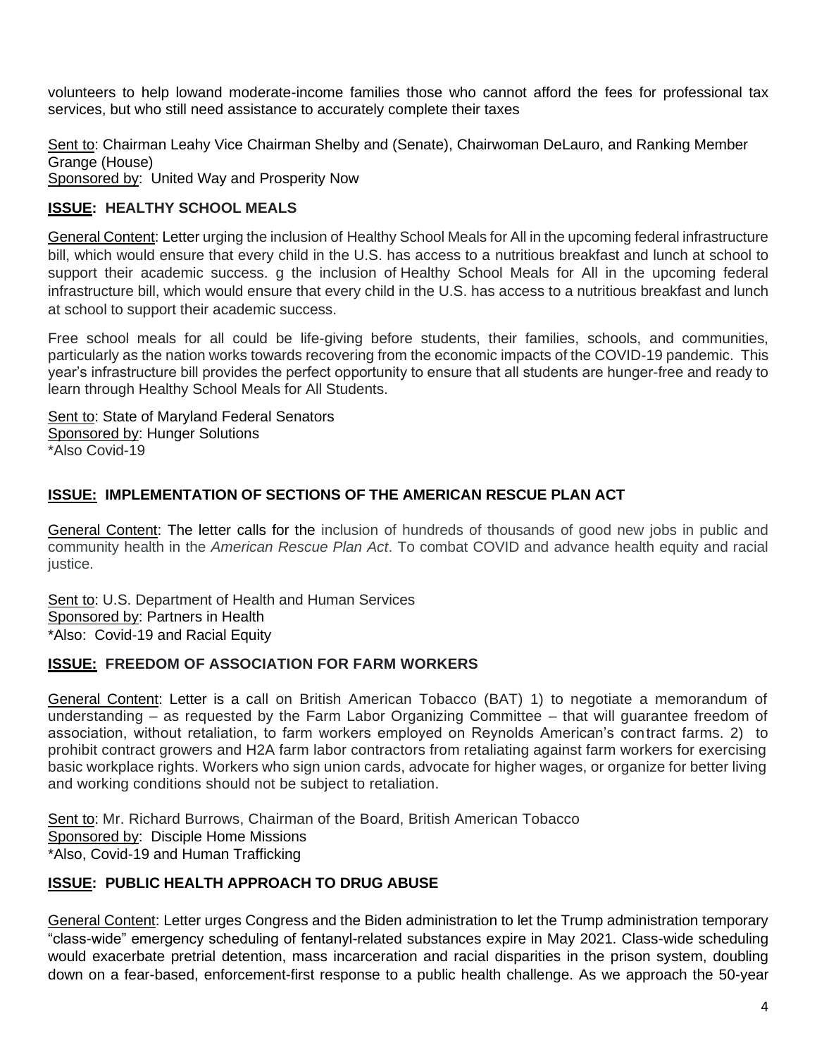volunteers to help lowand moderate-income families those who cannot afford the fees for professional tax services, but who still need assistance to accurately complete their taxes

Sent to: Chairman Leahy Vice Chairman Shelby and (Senate), Chairwoman DeLauro, and Ranking Member Grange (House)
Sponsored by: United Way and Prosperity Now

**ISSUE: HEALTHY SCHOOL MEALS**

General Content: Letter urging the inclusion of Healthy School Meals for All in the upcoming federal infrastructure bill, which would ensure that every child in the U.S. has access to a nutritious breakfast and lunch at school to support their academic success. g the inclusion of Healthy School Meals for All in the upcoming federal infrastructure bill, which would ensure that every child in the U.S. has access to a nutritious breakfast and lunch at school to support their academic success.

Free school meals for all could be life-giving before students, their families, schools, and communities, particularly as the nation works towards recovering from the economic impacts of the COVID-19 pandemic. This year's infrastructure bill provides the perfect opportunity to ensure that all students are hunger-free and ready to learn through Healthy School Meals for All Students.

Sent to: State of Maryland Federal Senators
Sponsored by: Hunger Solutions
*Also Covid-19

**ISSUE: IMPLEMENTATION OF SECTIONS OF THE AMERICAN RESCUE PLAN ACT**

General Content: The letter calls for the inclusion of hundreds of thousands of good new jobs in public and community health in the *American Rescue Plan Act*. To combat COVID and advance health equity and racial justice.

Sent to: U.S. Department of Health and Human Services
Sponsored by: Partners in Health
*Also: Covid-19 and Racial Equity

**ISSUE: FREEDOM OF ASSOCIATION FOR FARM WORKERS**

General Content: Letter is a call on British American Tobacco (BAT) 1) to negotiate a memorandum of understanding – as requested by the Farm Labor Organizing Committee – that will guarantee freedom of association, without retaliation, to farm workers employed on Reynolds American's contract farms. 2) to prohibit contract growers and H2A farm labor contractors from retaliating against farm workers for exercising basic workplace rights. Workers who sign union cards, advocate for higher wages, or organize for better living and working conditions should not be subject to retaliation.

Sent to: Mr. Richard Burrows, Chairman of the Board, British American Tobacco
Sponsored by: Disciple Home Missions
*Also, Covid-19 and Human Trafficking

**ISSUE: PUBLIC HEALTH APPROACH TO DRUG ABUSE**

General Content: Letter urges Congress and the Biden administration to let the Trump administration temporary "class-wide" emergency scheduling of fentanyl-related substances expire in May 2021. Class-wide scheduling would exacerbate pretrial detention, mass incarceration and racial disparities in the prison system, doubling down on a fear-based, enforcement-first response to a public health challenge. As we approach the 50-year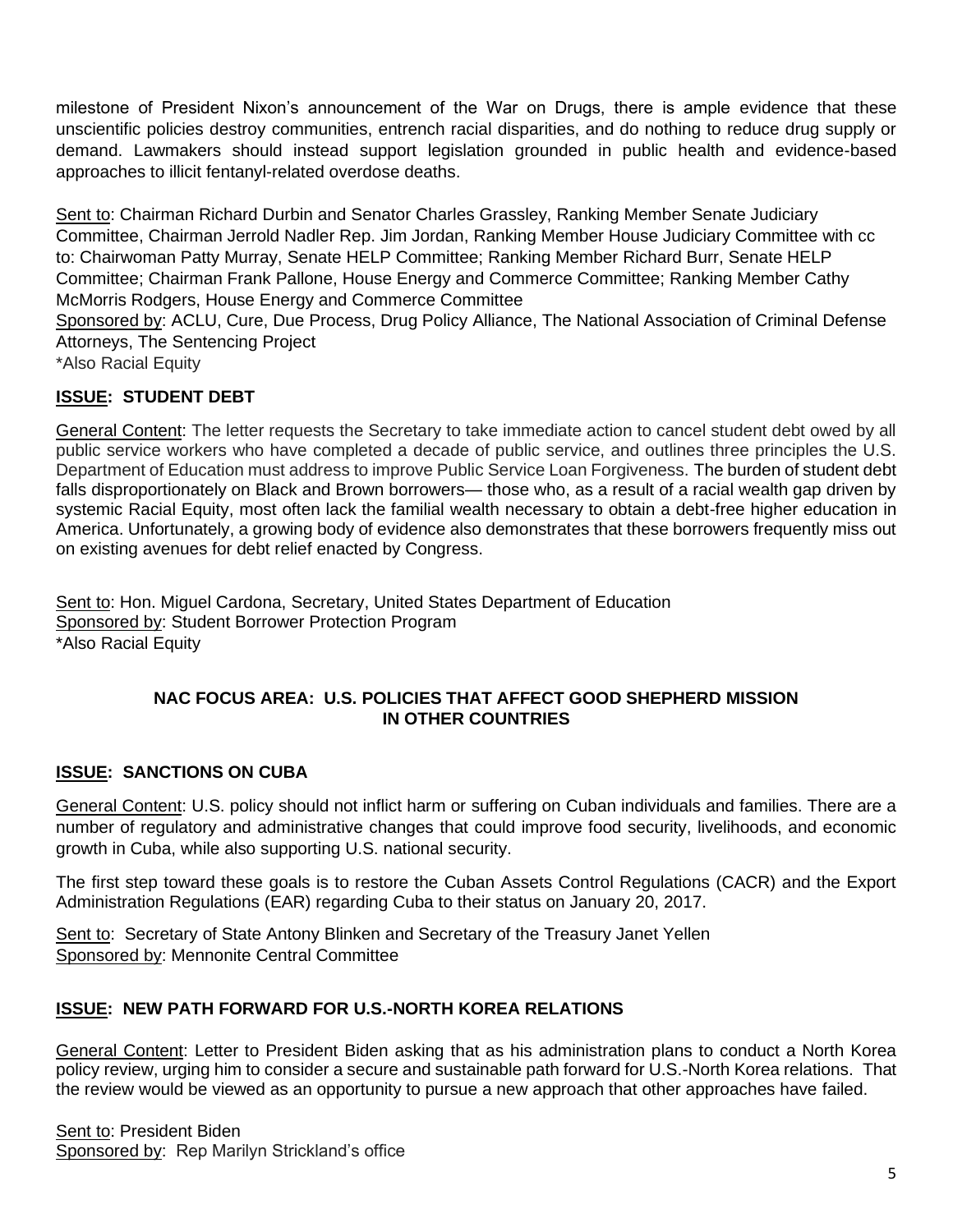milestone of President Nixon's announcement of the War on Drugs, there is ample evidence that these unscientific policies destroy communities, entrench racial disparities, and do nothing to reduce drug supply or demand. Lawmakers should instead support legislation grounded in public health and evidence-based approaches to illicit fentanyl-related overdose deaths.

Sent to: Chairman Richard Durbin and Senator Charles Grassley, Ranking Member Senate Judiciary Committee, Chairman Jerrold Nadler Rep. Jim Jordan, Ranking Member House Judiciary Committee with cc to: Chairwoman Patty Murray, Senate HELP Committee; Ranking Member Richard Burr, Senate HELP Committee; Chairman Frank Pallone, House Energy and Commerce Committee; Ranking Member Cathy McMorris Rodgers, House Energy and Commerce Committee
Sponsored by: ACLU, Cure, Due Process, Drug Policy Alliance, The National Association of Criminal Defense Attorneys, The Sentencing Project
*Also Racial Equity

**ISSUE: STUDENT DEBT**

General Content: The letter requests the Secretary to take immediate action to cancel student debt owed by all public service workers who have completed a decade of public service, and outlines three principles the U.S. Department of Education must address to improve Public Service Loan Forgiveness. The burden of student debt falls disproportionately on Black and Brown borrowers— those who, as a result of a racial wealth gap driven by systemic Racial Equity, most often lack the familial wealth necessary to obtain a debt-free higher education in America. Unfortunately, a growing body of evidence also demonstrates that these borrowers frequently miss out on existing avenues for debt relief enacted by Congress.

Sent to: Hon. Miguel Cardona, Secretary, United States Department of Education
Sponsored by: Student Borrower Protection Program
*Also Racial Equity

**NAC FOCUS AREA: U.S. POLICIES THAT AFFECT GOOD SHEPHERD MISSION IN OTHER COUNTRIES**

**ISSUE: SANCTIONS ON CUBA**

General Content: U.S. policy should not inflict harm or suffering on Cuban individuals and families. There are a number of regulatory and administrative changes that could improve food security, livelihoods, and economic growth in Cuba, while also supporting U.S. national security.

The first step toward these goals is to restore the Cuban Assets Control Regulations (CACR) and the Export Administration Regulations (EAR) regarding Cuba to their status on January 20, 2017.

Sent to: Secretary of State Antony Blinken and Secretary of the Treasury Janet Yellen
Sponsored by: Mennonite Central Committee

**ISSUE: NEW PATH FORWARD FOR U.S.-NORTH KOREA RELATIONS**

General Content: Letter to President Biden asking that as his administration plans to conduct a North Korea policy review, urging him to consider a secure and sustainable path forward for U.S.-North Korea relations. That the review would be viewed as an opportunity to pursue a new approach that other approaches have failed.

Sent to: President Biden
Sponsored by: Rep Marilyn Strickland's office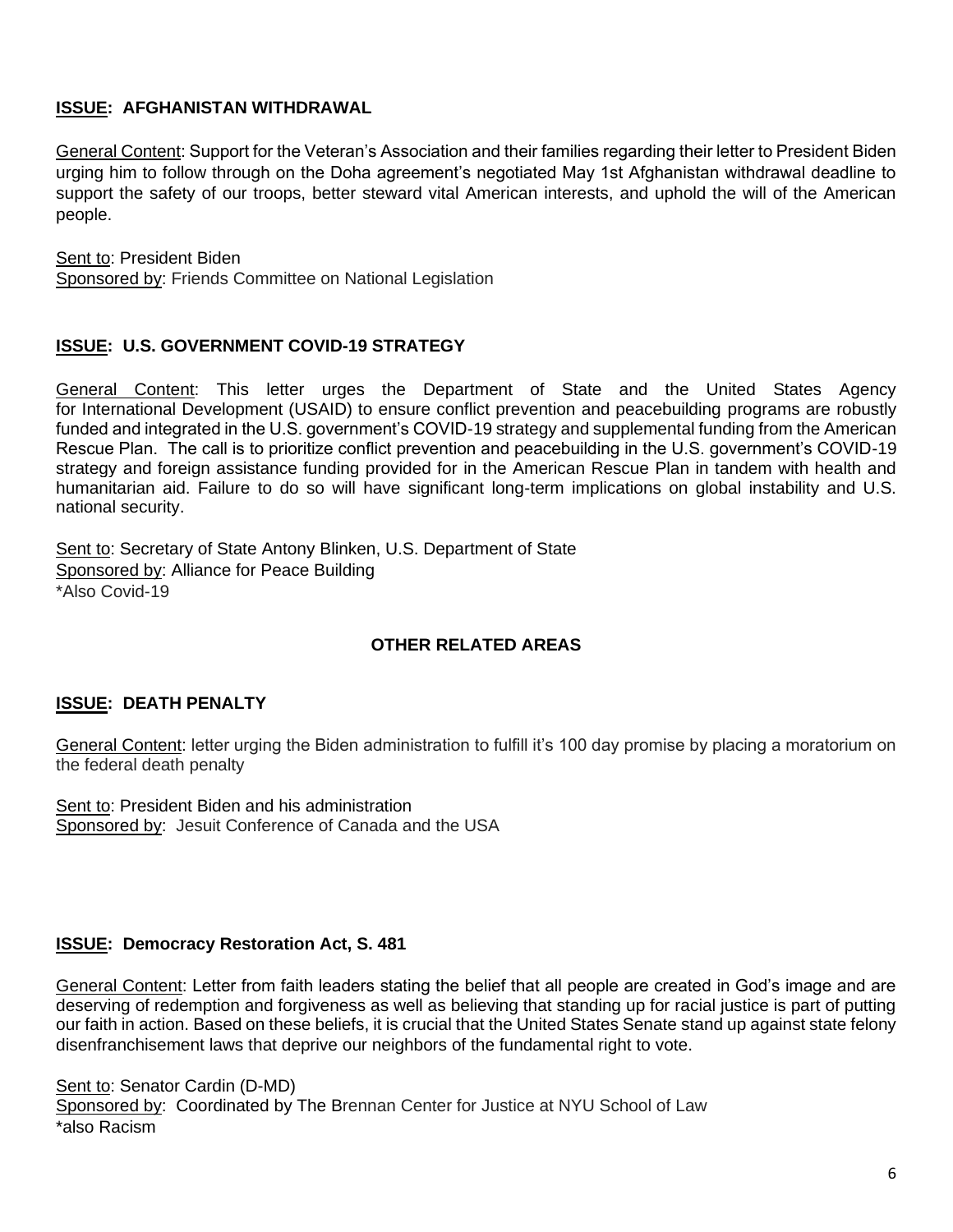### <u>ISSUE</u>: AFGHANISTAN WITHDRAWAL

<u>General Content</u>: Support for the Veteran's Association and their families regarding their letter to President Biden urging him to follow through on the Doha agreement's negotiated May 1st Afghanistan withdrawal deadline to support the safety of our troops, better steward vital American interests, and uphold the will of the American people.

<u>Sent to</u>: President Biden
<u>Sponsored by</u>: Friends Committee on National Legislation

### <u>ISSUE</u>: U.S. GOVERNMENT COVID-19 STRATEGY

<u>General Content</u>: This letter urges the Department of State and the United States Agency for International Development (USAID) to ensure conflict prevention and peacebuilding programs are robustly funded and integrated in the U.S. government's COVID-19 strategy and supplemental funding from the American Rescue Plan. The call is to prioritize conflict prevention and peacebuilding in the U.S. government's COVID-19 strategy and foreign assistance funding provided for in the American Rescue Plan in tandem with health and humanitarian aid. Failure to do so will have significant long-term implications on global instability and U.S. national security.

<u>Sent to</u>: Secretary of State Antony Blinken, U.S. Department of State
<u>Sponsored by</u>: Alliance for Peace Building
*Also Covid-19

## OTHER RELATED AREAS

### <u>ISSUE</u>: DEATH PENALTY

<u>General Content</u>: letter urging the Biden administration to fulfill it's 100 day promise by placing a moratorium on the federal death penalty

<u>Sent to</u>: President Biden and his administration
<u>Sponsored by</u>: Jesuit Conference of Canada and the USA

### <u>ISSUE</u>: Democracy Restoration Act, S. 481

<u>General Content</u>: Letter from faith leaders stating the belief that all people are created in God's image and are deserving of redemption and forgiveness as well as believing that standing up for racial justice is part of putting our faith in action. Based on these beliefs, it is crucial that the United States Senate stand up against state felony disenfranchisement laws that deprive our neighbors of the fundamental right to vote.

<u>Sent to</u>: Senator Cardin (D-MD)
<u>Sponsored by</u>: Coordinated by The Brennan Center for Justice at NYU School of Law
*also Racism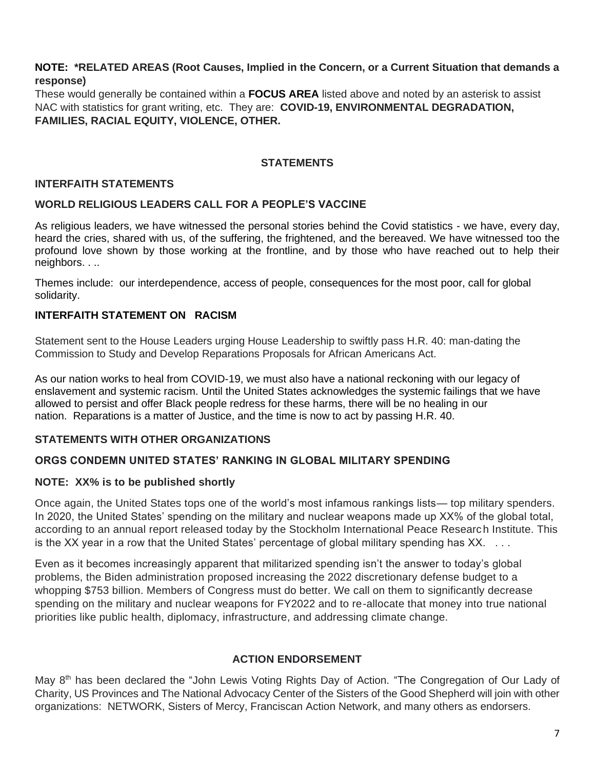**NOTE: *RELATED AREAS (Root Causes, Implied in the Concern, or a Current Situation that demands a response)**

These would generally be contained within a **FOCUS AREA** listed above and noted by an asterisk to assist NAC with statistics for grant writing, etc. They are: **COVID-19, ENVIRONMENTAL DEGRADATION, FAMILIES, RACIAL EQUITY, VIOLENCE, OTHER.**

## STATEMENTS

### INTERFAITH STATEMENTS

#### WORLD RELIGIOUS LEADERS CALL FOR A PEOPLE'S VACCINE

As religious leaders, we have witnessed the personal stories behind the Covid statistics - we have, every day, heard the cries, shared with us, of the suffering, the frightened, and the bereaved. We have witnessed too the profound love shown by those working at the frontline, and by those who have reached out to help their neighbors. . ..

Themes include: our interdependence, access of people, consequences for the most poor, call for global solidarity.

#### INTERFAITH STATEMENT ON RACISM

Statement sent to the House Leaders urging House Leadership to swiftly pass H.R. 40: man-dating the Commission to Study and Develop Reparations Proposals for African Americans Act.

As our nation works to heal from COVID-19, we must also have a national reckoning with our legacy of enslavement and systemic racism. Until the United States acknowledges the systemic failings that we have allowed to persist and offer Black people redress for these harms, there will be no healing in our nation. Reparations is a matter of Justice, and the time is now to act by passing H.R. 40.

### STATEMENTS WITH OTHER ORGANIZATIONS

#### ORGS CONDEMN UNITED STATES' RANKING IN GLOBAL MILITARY SPENDING

**NOTE: XX% is to be published shortly**

Once again, the United States tops one of the world's most infamous rankings lists— top military spenders. In 2020, the United States' spending on the military and nuclear weapons made up XX% of the global total, according to an annual report released today by the Stockholm International Peace Research Institute. This is the XX year in a row that the United States' percentage of global military spending has XX. . . .

Even as it becomes increasingly apparent that militarized spending isn't the answer to today's global problems, the Biden administration proposed increasing the 2022 discretionary defense budget to a whopping $753 billion. Members of Congress must do better. We call on them to significantly decrease spending on the military and nuclear weapons for FY2022 and to re-allocate that money into true national priorities like public health, diplomacy, infrastructure, and addressing climate change.

## ACTION ENDORSEMENT

May 8th has been declared the "John Lewis Voting Rights Day of Action. "The Congregation of Our Lady of Charity, US Provinces and The National Advocacy Center of the Sisters of the Good Shepherd will join with other organizations: NETWORK, Sisters of Mercy, Franciscan Action Network, and many others as endorsers.